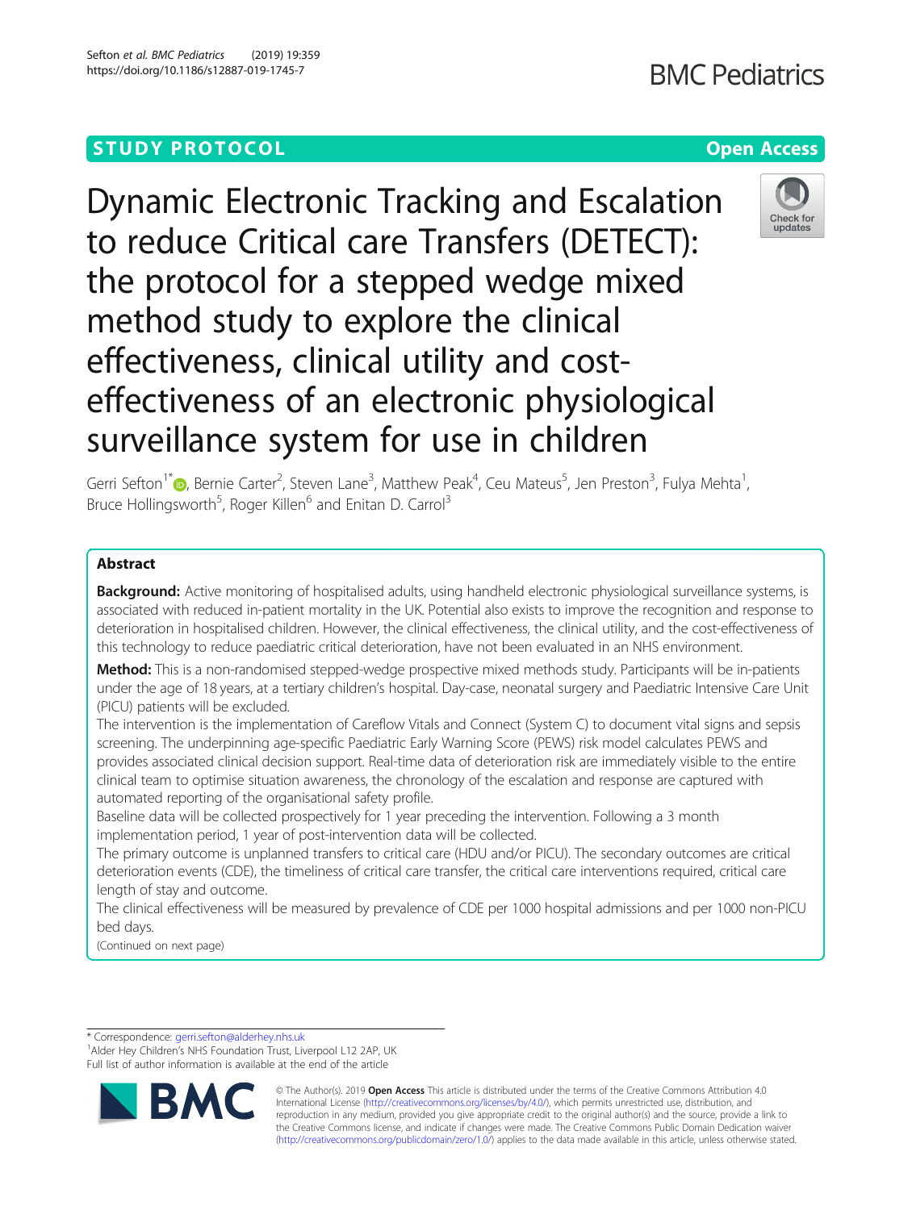STUDY PROTOCOL

Open Access

# Dynamic Electronic Tracking and Escalation to reduce Critical care Transfers (DETECT): the protocol for a stepped wedge mixed method study to explore the clinical effectiveness, clinical utility and cost-effectiveness of an electronic physiological surveillance system for use in children

Gerri Sefton[1*], Bernie Carter[2], Steven Lane[3], Matthew Peak[4], Ceu Mateus[5], Jen Preston[3], Fulya Mehta[1], Bruce Hollingsworth[5], Roger Killen[6] and Enitan D. Carrol[3]

## Abstract

**Background:** Active monitoring of hospitalised adults, using handheld electronic physiological surveillance systems, is associated with reduced in-patient mortality in the UK. Potential also exists to improve the recognition and response to deterioration in hospitalised children. However, the clinical effectiveness, the clinical utility, and the cost-effectiveness of this technology to reduce paediatric critical deterioration, have not been evaluated in an NHS environment.

**Method:** This is a non-randomised stepped-wedge prospective mixed methods study. Participants will be in-patients under the age of 18 years, at a tertiary children's hospital. Day-case, neonatal surgery and Paediatric Intensive Care Unit (PICU) patients will be excluded.

The intervention is the implementation of Careflow Vitals and Connect (System C) to document vital signs and sepsis screening. The underpinning age-specific Paediatric Early Warning Score (PEWS) risk model calculates PEWS and provides associated clinical decision support. Real-time data of deterioration risk are immediately visible to the entire clinical team to optimise situation awareness, the chronology of the escalation and response are captured with automated reporting of the organisational safety profile.

Baseline data will be collected prospectively for 1 year preceding the intervention. Following a 3 month implementation period, 1 year of post-intervention data will be collected.

The primary outcome is unplanned transfers to critical care (HDU and/or PICU). The secondary outcomes are critical deterioration events (CDE), the timeliness of critical care transfer, the critical care interventions required, critical care length of stay and outcome.

The clinical effectiveness will be measured by prevalence of CDE per 1000 hospital admissions and per 1000 non-PICU bed days.

(Continued on next page)

\* Correspondence: gerri.sefton@alderhey.nhs.uk

[1]Alder Hey Children's NHS Foundation Trust, Liverpool L12 2AP, UK

Full list of author information is available at the end of the article

© The Author(s). 2019 **Open Access** This article is distributed under the terms of the Creative Commons Attribution 4.0 International License (http://creativecommons.org/licenses/by/4.0/), which permits unrestricted use, distribution, and reproduction in any medium, provided you give appropriate credit to the original author(s) and the source, provide a link to the Creative Commons license, and indicate if changes were made. The Creative Commons Public Domain Dedication waiver (http://creativecommons.org/publicdomain/zero/1.0/) applies to the data made available in this article, unless otherwise stated.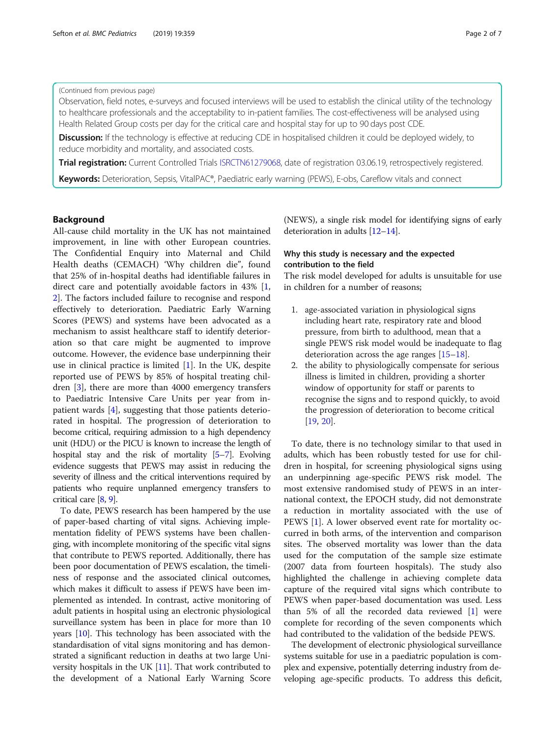(Continued from previous page)

Observation, field notes, e-surveys and focused interviews will be used to establish the clinical utility of the technology to healthcare professionals and the acceptability to in-patient families. The cost-effectiveness will be analysed using Health Related Group costs per day for the critical care and hospital stay for up to 90 days post CDE.

**Discussion:** If the technology is effective at reducing CDE in hospitalised children it could be deployed widely, to reduce morbidity and mortality, and associated costs.

**Trial registration:** Current Controlled Trials ISRCTN61279068, date of registration 03.06.19, retrospectively registered.

**Keywords:** Deterioration, Sepsis, VitalPAC®, Paediatric early warning (PEWS), E-obs, Careflow vitals and connect

## Background

All-cause child mortality in the UK has not maintained improvement, in line with other European countries. The Confidential Enquiry into Maternal and Child Health deaths (CEMACH) 'Why children die", found that 25% of in-hospital deaths had identifiable failures in direct care and potentially avoidable factors in 43% [1, 2]. The factors included failure to recognise and respond effectively to deterioration. Paediatric Early Warning Scores (PEWS) and systems have been advocated as a mechanism to assist healthcare staff to identify deterioration so that care might be augmented to improve outcome. However, the evidence base underpinning their use in clinical practice is limited [1]. In the UK, despite reported use of PEWS by 85% of hospital treating children [3], there are more than 4000 emergency transfers to Paediatric Intensive Care Units per year from in-patient wards [4], suggesting that those patients deteriorated in hospital. The progression of deterioration to become critical, requiring admission to a high dependency unit (HDU) or the PICU is known to increase the length of hospital stay and the risk of mortality [5–7]. Evolving evidence suggests that PEWS may assist in reducing the severity of illness and the critical interventions required by patients who require unplanned emergency transfers to critical care [8, 9].

To date, PEWS research has been hampered by the use of paper-based charting of vital signs. Achieving implementation fidelity of PEWS systems have been challenging, with incomplete monitoring of the specific vital signs that contribute to PEWS reported. Additionally, there has been poor documentation of PEWS escalation, the timeliness of response and the associated clinical outcomes, which makes it difficult to assess if PEWS have been implemented as intended. In contrast, active monitoring of adult patients in hospital using an electronic physiological surveillance system has been in place for more than 10 years [10]. This technology has been associated with the standardisation of vital signs monitoring and has demonstrated a significant reduction in deaths at two large University hospitals in the UK [11]. That work contributed to the development of a National Early Warning Score (NEWS), a single risk model for identifying signs of early deterioration in adults [12–14].

### Why this study is necessary and the expected contribution to the field

The risk model developed for adults is unsuitable for use in children for a number of reasons;

1. age-associated variation in physiological signs including heart rate, respiratory rate and blood pressure, from birth to adulthood, mean that a single PEWS risk model would be inadequate to flag deterioration across the age ranges [15–18].
2. the ability to physiologically compensate for serious illness is limited in children, providing a shorter window of opportunity for staff or parents to recognise the signs and to respond quickly, to avoid the progression of deterioration to become critical [19, 20].

To date, there is no technology similar to that used in adults, which has been robustly tested for use for children in hospital, for screening physiological signs using an underpinning age-specific PEWS risk model. The most extensive randomised study of PEWS in an international context, the EPOCH study, did not demonstrate a reduction in mortality associated with the use of PEWS [1]. A lower observed event rate for mortality occurred in both arms, of the intervention and comparison sites. The observed mortality was lower than the data used for the computation of the sample size estimate (2007 data from fourteen hospitals). The study also highlighted the challenge in achieving complete data capture of the required vital signs which contribute to PEWS when paper-based documentation was used. Less than 5% of all the recorded data reviewed [1] were complete for recording of the seven components which had contributed to the validation of the bedside PEWS.

The development of electronic physiological surveillance systems suitable for use in a paediatric population is complex and expensive, potentially deterring industry from developing age-specific products. To address this deficit,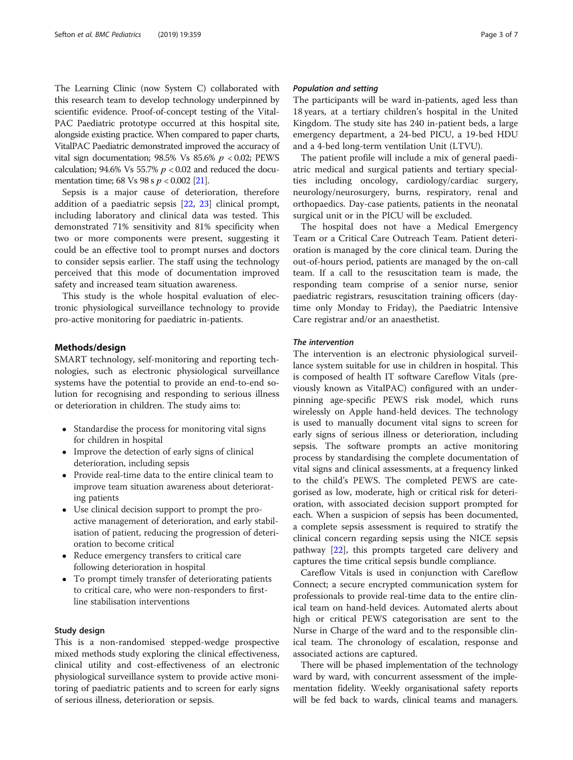The Learning Clinic (now System C) collaborated with this research team to develop technology underpinned by scientific evidence. Proof-of-concept testing of the VitalPAC Paediatric prototype occurred at this hospital site, alongside existing practice. When compared to paper charts, VitalPAC Paediatric demonstrated improved the accuracy of vital sign documentation; 98.5% Vs 85.6% $p < 0.02$; PEWS calculation; 94.6% Vs 55.7% $p < 0.02$ and reduced the documentation time; 68 Vs 98 s $p < 0.002$ [21].

Sepsis is a major cause of deterioration, therefore addition of a paediatric sepsis [22, 23] clinical prompt, including laboratory and clinical data was tested. This demonstrated 71% sensitivity and 81% specificity when two or more components were present, suggesting it could be an effective tool to prompt nurses and doctors to consider sepsis earlier. The staff using the technology perceived that this mode of documentation improved safety and increased team situation awareness.

This study is the whole hospital evaluation of electronic physiological surveillance technology to provide pro-active monitoring for paediatric in-patients.

## Methods/design

SMART technology, self-monitoring and reporting technologies, such as electronic physiological surveillance systems have the potential to provide an end-to-end solution for recognising and responding to serious illness or deterioration in children. The study aims to:

- Standardise the process for monitoring vital signs for children in hospital
- Improve the detection of early signs of clinical deterioration, including sepsis
- Provide real-time data to the entire clinical team to improve team situation awareness about deteriorating patients
- Use clinical decision support to prompt the pro-active management of deterioration, and early stabilisation of patient, reducing the progression of deterioration to become critical
- Reduce emergency transfers to critical care following deterioration in hospital
- To prompt timely transfer of deteriorating patients to critical care, who were non-responders to first-line stabilisation interventions

### Study design

This is a non-randomised stepped-wedge prospective mixed methods study exploring the clinical effectiveness, clinical utility and cost-effectiveness of an electronic physiological surveillance system to provide active monitoring of paediatric patients and to screen for early signs of serious illness, deterioration or sepsis.

#### *Population and setting*

The participants will be ward in-patients, aged less than 18 years, at a tertiary children's hospital in the United Kingdom. The study site has 240 in-patient beds, a large emergency department, a 24-bed PICU, a 19-bed HDU and a 4-bed long-term ventilation Unit (LTVU).

The patient profile will include a mix of general paediatric medical and surgical patients and tertiary specialties including oncology, cardiology/cardiac surgery, neurology/neurosurgery, burns, respiratory, renal and orthopaedics. Day-case patients, patients in the neonatal surgical unit or in the PICU will be excluded.

The hospital does not have a Medical Emergency Team or a Critical Care Outreach Team. Patient deterioration is managed by the core clinical team. During the out-of-hours period, patients are managed by the on-call team. If a call to the resuscitation team is made, the responding team comprise of a senior nurse, senior paediatric registrars, resuscitation training officers (daytime only Monday to Friday), the Paediatric Intensive Care registrar and/or an anaesthetist.

#### *The intervention*

The intervention is an electronic physiological surveillance system suitable for use in children in hospital. This is composed of health IT software Careflow Vitals (previously known as VitalPAC) configured with an underpinning age-specific PEWS risk model, which runs wirelessly on Apple hand-held devices. The technology is used to manually document vital signs to screen for early signs of serious illness or deterioration, including sepsis. The software prompts an active monitoring process by standardising the complete documentation of vital signs and clinical assessments, at a frequency linked to the child's PEWS. The completed PEWS are categorised as low, moderate, high or critical risk for deterioration, with associated decision support prompted for each. When a suspicion of sepsis has been documented, a complete sepsis assessment is required to stratify the clinical concern regarding sepsis using the NICE sepsis pathway [22], this prompts targeted care delivery and captures the time critical sepsis bundle compliance.

Careflow Vitals is used in conjunction with Careflow Connect; a secure encrypted communication system for professionals to provide real-time data to the entire clinical team on hand-held devices. Automated alerts about high or critical PEWS categorisation are sent to the Nurse in Charge of the ward and to the responsible clinical team. The chronology of escalation, response and associated actions are captured.

There will be phased implementation of the technology ward by ward, with concurrent assessment of the implementation fidelity. Weekly organisational safety reports will be fed back to wards, clinical teams and managers.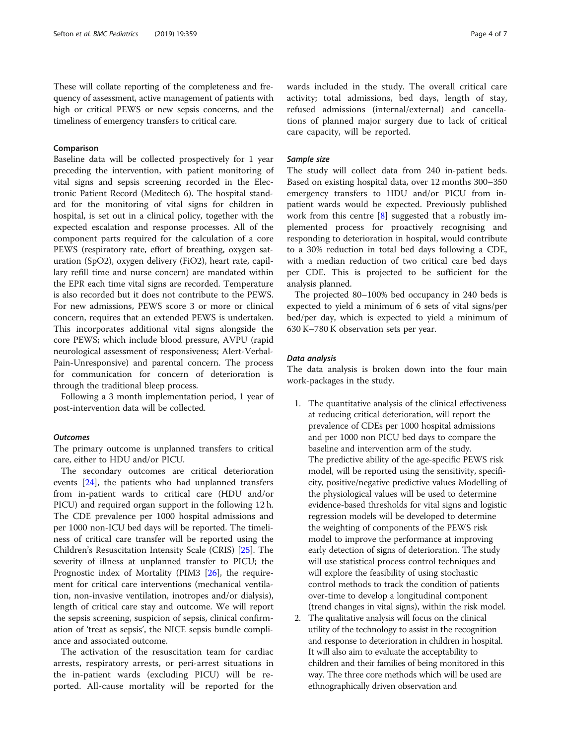These will collate reporting of the completeness and frequency of assessment, active management of patients with high or critical PEWS or new sepsis concerns, and the timeliness of emergency transfers to critical care.

### Comparison

Baseline data will be collected prospectively for 1 year preceding the intervention, with patient monitoring of vital signs and sepsis screening recorded in the Electronic Patient Record (Meditech 6). The hospital standard for the monitoring of vital signs for children in hospital, is set out in a clinical policy, together with the expected escalation and response processes. All of the component parts required for the calculation of a core PEWS (respiratory rate, effort of breathing, oxygen saturation (SpO2), oxygen delivery (FiO2), heart rate, capillary refill time and nurse concern) are mandated within the EPR each time vital signs are recorded. Temperature is also recorded but it does not contribute to the PEWS. For new admissions, PEWS score 3 or more or clinical concern, requires that an extended PEWS is undertaken. This incorporates additional vital signs alongside the core PEWS; which include blood pressure, AVPU (rapid neurological assessment of responsiveness; Alert-Verbal-Pain-Unresponsive) and parental concern. The process for communication for concern of deterioration is through the traditional bleep process.

Following a 3 month implementation period, 1 year of post-intervention data will be collected.

#### *Outcomes*

The primary outcome is unplanned transfers to critical care, either to HDU and/or PICU.

The secondary outcomes are critical deterioration events [24], the patients who had unplanned transfers from in-patient wards to critical care (HDU and/or PICU) and required organ support in the following 12 h. The CDE prevalence per 1000 hospital admissions and per 1000 non-ICU bed days will be reported. The timeliness of critical care transfer will be reported using the Children's Resuscitation Intensity Scale (CRIS) [25]. The severity of illness at unplanned transfer to PICU; the Prognostic index of Mortality (PIM3 [26], the requirement for critical care interventions (mechanical ventilation, non-invasive ventilation, inotropes and/or dialysis), length of critical care stay and outcome. We will report the sepsis screening, suspicion of sepsis, clinical confirmation of 'treat as sepsis', the NICE sepsis bundle compliance and associated outcome.

The activation of the resuscitation team for cardiac arrests, respiratory arrests, or peri-arrest situations in the in-patient wards (excluding PICU) will be reported. All-cause mortality will be reported for the wards included in the study. The overall critical care activity; total admissions, bed days, length of stay, refused admissions (internal/external) and cancellations of planned major surgery due to lack of critical care capacity, will be reported.

#### *Sample size*

The study will collect data from 240 in-patient beds. Based on existing hospital data, over 12 months 300–350 emergency transfers to HDU and/or PICU from in-patient wards would be expected. Previously published work from this centre [8] suggested that a robustly implemented process for proactively recognising and responding to deterioration in hospital, would contribute to a 30% reduction in total bed days following a CDE, with a median reduction of two critical care bed days per CDE. This is projected to be sufficient for the analysis planned.

The projected 80–100% bed occupancy in 240 beds is expected to yield a minimum of 6 sets of vital signs/per bed/per day, which is expected to yield a minimum of 630 K–780 K observation sets per year.

#### *Data analysis*

The data analysis is broken down into the four main work-packages in the study.

1. The quantitative analysis of the clinical effectiveness at reducing critical deterioration, will report the prevalence of CDEs per 1000 hospital admissions and per 1000 non PICU bed days to compare the baseline and intervention arm of the study.
   The predictive ability of the age-specific PEWS risk model, will be reported using the sensitivity, specificity, positive/negative predictive values Modelling of the physiological values will be used to determine evidence-based thresholds for vital signs and logistic regression models will be developed to determine the weighting of components of the PEWS risk model to improve the performance at improving early detection of signs of deterioration. The study will use statistical process control techniques and will explore the feasibility of using stochastic control methods to track the condition of patients over-time to develop a longitudinal component (trend changes in vital signs), within the risk model.
2. The qualitative analysis will focus on the clinical utility of the technology to assist in the recognition and response to deterioration in children in hospital. It will also aim to evaluate the acceptability to children and their families of being monitored in this way. The three core methods which will be used are ethnographically driven observation and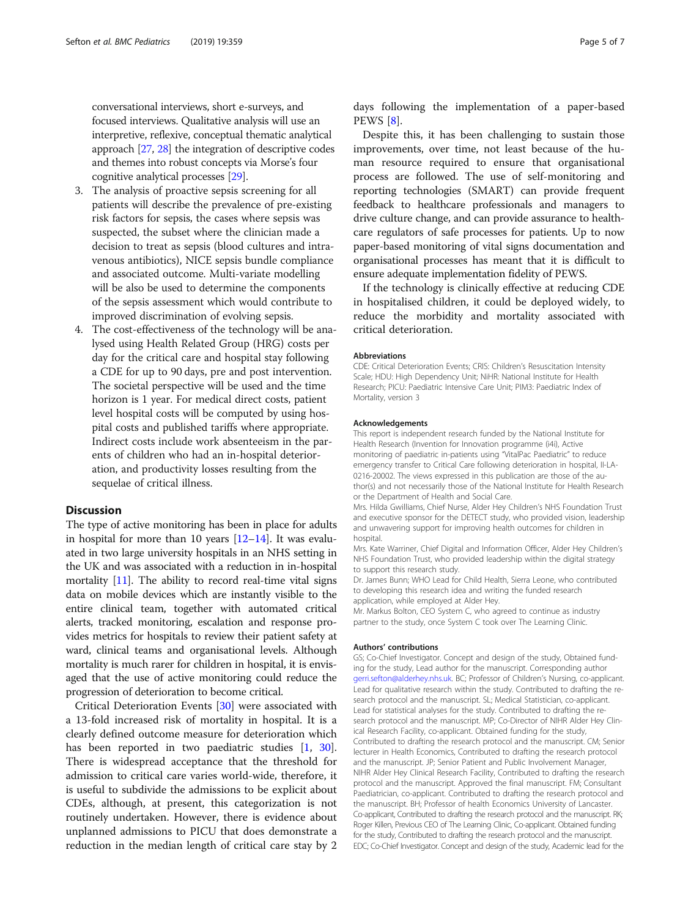conversational interviews, short e-surveys, and focused interviews. Qualitative analysis will use an interpretive, reflexive, conceptual thematic analytical approach [27, 28] the integration of descriptive codes and themes into robust concepts via Morse's four cognitive analytical processes [29].

3. The analysis of proactive sepsis screening for all patients will describe the prevalence of pre-existing risk factors for sepsis, the cases where sepsis was suspected, the subset where the clinician made a decision to treat as sepsis (blood cultures and intravenous antibiotics), NICE sepsis bundle compliance and associated outcome. Multi-variate modelling will be also be used to determine the components of the sepsis assessment which would contribute to improved discrimination of evolving sepsis.
4. The cost-effectiveness of the technology will be analysed using Health Related Group (HRG) costs per day for the critical care and hospital stay following a CDE for up to 90 days, pre and post intervention. The societal perspective will be used and the time horizon is 1 year. For medical direct costs, patient level hospital costs will be computed by using hospital costs and published tariffs where appropriate. Indirect costs include work absenteeism in the parents of children who had an in-hospital deterioration, and productivity losses resulting from the sequelae of critical illness.

## Discussion

The type of active monitoring has been in place for adults in hospital for more than 10 years [12–14]. It was evaluated in two large university hospitals in an NHS setting in the UK and was associated with a reduction in in-hospital mortality [11]. The ability to record real-time vital signs data on mobile devices which are instantly visible to the entire clinical team, together with automated critical alerts, tracked monitoring, escalation and response provides metrics for hospitals to review their patient safety at ward, clinical teams and organisational levels. Although mortality is much rarer for children in hospital, it is envisaged that the use of active monitoring could reduce the progression of deterioration to become critical.

Critical Deterioration Events [30] were associated with a 13-fold increased risk of mortality in hospital. It is a clearly defined outcome measure for deterioration which has been reported in two paediatric studies [1, 30]. There is widespread acceptance that the threshold for admission to critical care varies world-wide, therefore, it is useful to subdivide the admissions to be explicit about CDEs, although, at present, this categorization is not routinely undertaken. However, there is evidence about unplanned admissions to PICU that does demonstrate a reduction in the median length of critical care stay by 2 days following the implementation of a paper-based PEWS [8].

Despite this, it has been challenging to sustain those improvements, over time, not least because of the human resource required to ensure that organisational process are followed. The use of self-monitoring and reporting technologies (SMART) can provide frequent feedback to healthcare professionals and managers to drive culture change, and can provide assurance to healthcare regulators of safe processes for patients. Up to now paper-based monitoring of vital signs documentation and organisational processes has meant that it is difficult to ensure adequate implementation fidelity of PEWS.

If the technology is clinically effective at reducing CDE in hospitalised children, it could be deployed widely, to reduce the morbidity and mortality associated with critical deterioration.

#### Abbreviations

CDE: Critical Deterioration Events; CRIS: Children's Resuscitation Intensity Scale; HDU: High Dependency Unit; NiHR: National Institute for Health Research; PICU: Paediatric Intensive Care Unit; PIM3: Paediatric Index of Mortality, version 3

#### Acknowledgements

This report is independent research funded by the National Institute for Health Research (Invention for Innovation programme (i4i), Active monitoring of paediatric in-patients using "VitalPac Paediatric" to reduce emergency transfer to Critical Care following deterioration in hospital, II-LA-0216-20002. The views expressed in this publication are those of the author(s) and not necessarily those of the National Institute for Health Research or the Department of Health and Social Care.

Mrs. Hilda Gwilliams, Chief Nurse, Alder Hey Children's NHS Foundation Trust and executive sponsor for the DETECT study, who provided vision, leadership and unwavering support for improving health outcomes for children in hospital.

Mrs. Kate Warriner, Chief Digital and Information Officer, Alder Hey Children's NHS Foundation Trust, who provided leadership within the digital strategy to support this research study.

Dr. James Bunn; WHO Lead for Child Health, Sierra Leone, who contributed to developing this research idea and writing the funded research application, while employed at Alder Hey.

Mr. Markus Bolton, CEO System C, who agreed to continue as industry partner to the study, once System C took over The Learning Clinic.

#### Authors' contributions

GS; Co-Chief Investigator. Concept and design of the study, Obtained funding for the study, Lead author for the manuscript. Corresponding author gerri.sefton@alderhey.nhs.uk. BC; Professor of Children's Nursing, co-applicant. Lead for qualitative research within the study. Contributed to drafting the research protocol and the manuscript. SL; Medical Statistician, co-applicant. Lead for statistical analyses for the study. Contributed to drafting the research protocol and the manuscript. MP; Co-Director of NIHR Alder Hey Clinical Research Facility, co-applicant. Obtained funding for the study, Contributed to drafting the research protocol and the manuscript. CM; Senior lecturer in Health Economics, Contributed to drafting the research protocol and the manuscript. JP; Senior Patient and Public Involvement Manager, NIHR Alder Hey Clinical Research Facility, Contributed to drafting the research protocol and the manuscript. Approved the final manuscript. FM; Consultant Paediatrician, co-applicant. Contributed to drafting the research protocol and the manuscript. BH; Professor of health Economics University of Lancaster. Co-applicant, Contributed to drafting the research protocol and the manuscript. RK; Roger Killen, Previous CEO of The Learning Clinic, Co-applicant. Obtained funding for the study, Contributed to drafting the research protocol and the manuscript. EDC; Co-Chief Investigator. Concept and design of the study, Academic lead for the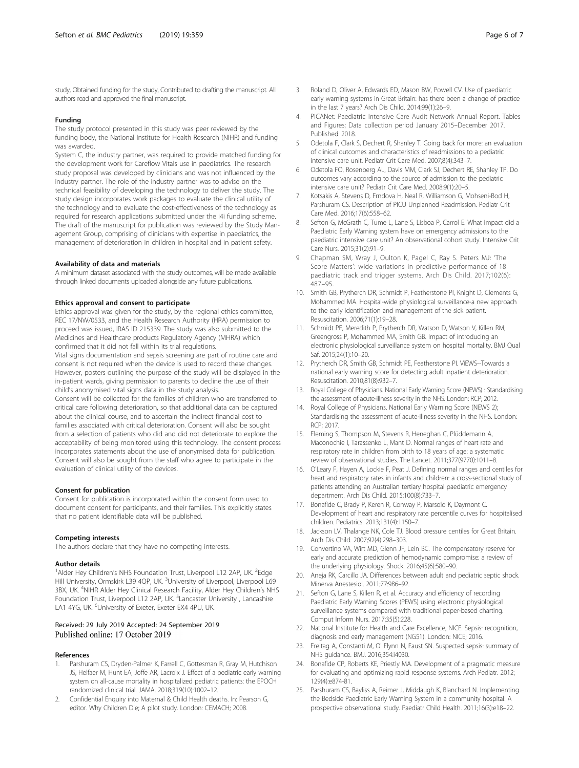study, Obtained funding for the study, Contributed to drafting the manuscript. All authors read and approved the final manuscript.

#### Funding

The study protocol presented in this study was peer reviewed by the funding body, the National Institute for Health Research (NIHR) and funding was awarded.

System C, the industry partner, was required to provide matched funding for the development work for Careflow Vitals use in paediatrics. The research study proposal was developed by clinicians and was not influenced by the industry partner. The role of the industry partner was to advise on the technical feasibility of developing the technology to deliver the study. The study design incorporates work packages to evaluate the clinical utility of the technology and to evaluate the cost-effectiveness of the technology as required for research applications submitted under the i4i funding scheme. The draft of the manuscript for publication was reviewed by the Study Management Group, comprising of clinicians with expertise in paediatrics, the management of deterioration in children in hospital and in patient safety.

#### Availability of data and materials

A minimum dataset associated with the study outcomes, will be made available through linked documents uploaded alongside any future publications.

#### Ethics approval and consent to participate

Ethics approval was given for the study, by the regional ethics committee, REC 17/NW/0533, and the Health Research Authority (HRA) permission to proceed was issued, IRAS ID 215339. The study was also submitted to the Medicines and Healthcare products Regulatory Agency (MHRA) which confirmed that it did not fall within its trial regulations.

Vital signs documentation and sepsis screening are part of routine care and consent is not required when the device is used to record these changes. However, posters outlining the purpose of the study will be displayed in the in-patient wards, giving permission to parents to decline the use of their child's anonymised vital signs data in the study analysis.

Consent will be collected for the families of children who are transferred to critical care following deterioration, so that additional data can be captured about the clinical course, and to ascertain the indirect financial cost to families associated with critical deterioration. Consent will also be sought from a selection of patients who did and did not deteriorate to explore the acceptability of being monitored using this technology. The consent process incorporates statements about the use of anonymised data for publication. Consent will also be sought from the staff who agree to participate in the evaluation of clinical utility of the devices.

#### Consent for publication

Consent for publication is incorporated within the consent form used to document consent for participants, and their families. This explicitly states that no patient identifiable data will be published.

#### Competing interests

The authors declare that they have no competing interests.

#### Author details

[1]Alder Hey Children's NHS Foundation Trust, Liverpool L12 2AP, UK. [2]Edge Hill University, Ormskirk L39 4QP, UK. [3]University of Liverpool, Liverpool L69 3BX, UK. [4]NIHR Alder Hey Clinical Research Facility, Alder Hey Children's NHS Foundation Trust, Liverpool L12 2AP, UK. [5]Lancaster University , Lancashire LA1 4YG, UK. [6]University of Exeter, Exeter EX4 4PU, UK.

Received: 29 July 2019 Accepted: 24 September 2019
Published online: 17 October 2019

#### References

1. Parshuram CS, Dryden-Palmer K, Farrell C, Gottesman R, Gray M, Hutchison JS, Helfaer M, Hunt EA, Joffe AR, Lacroix J. Effect of a pediatric early warning system on all-cause mortality in hospitalized pediatric patients: the EPOCH randomized clinical trial. JAMA. 2018;319(10):1002–12.
2. Confidential Enquiry into Maternal & Child Health deaths. In: Pearson G, editor. Why Children Die; A pilot study. London: CEMACH; 2008.
3. Roland D, Oliver A, Edwards ED, Mason BW, Powell CV. Use of paediatric early warning systems in Great Britain: has there been a change of practice in the last 7 years? Arch Dis Child. 2014;99(1):26–9.
4. PICANet: Paediatric Intensive Care Audit Network Annual Report. Tables and Figures; Data collection period January 2015–December 2017. Published 2018.
5. Odetola F, Clark S, Dechert R, Shanley T. Going back for more: an evaluation of clinical outcomes and characteristics of readmissions to a pediatric intensive care unit. Pediatr Crit Care Med. 2007;8(4):343–7.
6. Odetola FO, Rosenberg AL, Davis MM, Clark SJ, Dechert RE, Shanley TP. Do outcomes vary according to the source of admission to the pediatric intensive care unit? Pediatr Crit Care Med. 2008;9(1):20–5.
7. Kotsakis A, Stevens D, Frndova H, Neal R, Williamson G, Mohseni-Bod H, Parshuram CS. Description of PICU Unplanned Readmission. Pediatr Crit Care Med. 2016;17(6):558–62.
8. Sefton G, McGrath C, Tume L, Lane S, Lisboa P, Carrol E. What impact did a Paediatric Early Warning system have on emergency admissions to the paediatric intensive care unit? An observational cohort study. Intensive Crit Care Nurs. 2015;31(2):91–9.
9. Chapman SM, Wray J, Oulton K, Pagel C, Ray S. Peters MJ: 'The Score Matters': wide variations in predictive performance of 18 paediatric track and trigger systems. Arch Dis Child. 2017;102(6): 487–95.
10. Smith GB, Prytherch DR, Schmidt P, Featherstone PI, Knight D, Clements G, Mohammed MA. Hospital-wide physiological surveillance-a new approach to the early identification and management of the sick patient. Resuscitation. 2006;71(1):19–28.
11. Schmidt PE, Meredith P, Prytherch DR, Watson D, Watson V, Killen RM, Greengross P, Mohammed MA, Smith GB. Impact of introducing an electronic physiological surveillance system on hospital mortality. BMJ Qual Saf. 2015;24(1):10–20.
12. Prytherch DR, Smith GB, Schmidt PE, Featherstone PI. ViEWS--Towards a national early warning score for detecting adult inpatient deterioration. Resuscitation. 2010;81(8):932–7.
13. Royal College of Physicians. National Early Warning Score (NEWS) : Standardising the assessment of acute-illness severity in the NHS. London: RCP; 2012.
14. Royal College of Physicians. National Early Warning Score (NEWS 2); Standardising the assessment of acute-illness severity in the NHS. London: RCP; 2017.
15. Fleming S, Thompson M, Stevens R, Heneghan C, Plüddemann A, Maconochie I, Tarassenko L, Mant D. Normal ranges of heart rate and respiratory rate in children from birth to 18 years of age: a systematic review of observational studies. The Lancet. 2011;377(9770):1011–8.
16. O'Leary F, Hayen A, Lockie F, Peat J. Defining normal ranges and centiles for heart and respiratory rates in infants and children: a cross-sectional study of patients attending an Australian tertiary hospital paediatric emergency department. Arch Dis Child. 2015;100(8):733–7.
17. Bonafide C, Brady P, Keren R, Conway P, Marsolo K, Daymont C. Development of heart and respiratory rate percentile curves for hospitalised children. Pediatrics. 2013;131(4):1150–7.
18. Jackson LV, Thalange NK, Cole TJ. Blood pressure centiles for Great Britain. Arch Dis Child. 2007;92(4):298–303.
19. Convertino VA, Wirt MD, Glenn JF, Lein BC. The compensatory reserve for early and accurate prediction of hemodynamic compromise: a review of the underlying physiology. Shock. 2016;45(6):580–90.
20. Aneja RK, Carcillo JA. Differences between adult and pediatric septic shock. Minerva Anestesiol. 2011;77:986–92.
21. Sefton G, Lane S, Killen R, et al. Accuracy and efficiency of recording Paediatric Early Warning Scores (PEWS) using electronic physiological surveillance systems compared with traditional paper-based charting. Comput Inform Nurs. 2017;35(5):228.
22. National Institute for Health and Care Excellence, NICE. Sepsis: recognition, diagnosis and early management (NG51). London: NICE; 2016.
23. Freitag A, Constanti M, O' Flynn N, Faust SN. Suspected sepsis: summary of NHS guidance. BMJ. 2016;354:i4030.
24. Bonafide CP, Roberts KE, Priestly MA. Development of a pragmatic measure for evaluating and optimizing rapid response systems. Arch Pediatr. 2012; 129(4):e874-81.
25. Parshuram CS, Bayliss A, Reimer J, Middaugh K, Blanchard N. Implementing the Bedside Paediatric Early Warning System in a community hospital: A prospective observational study. Paediatr Child Health. 2011;16(3):e18–22.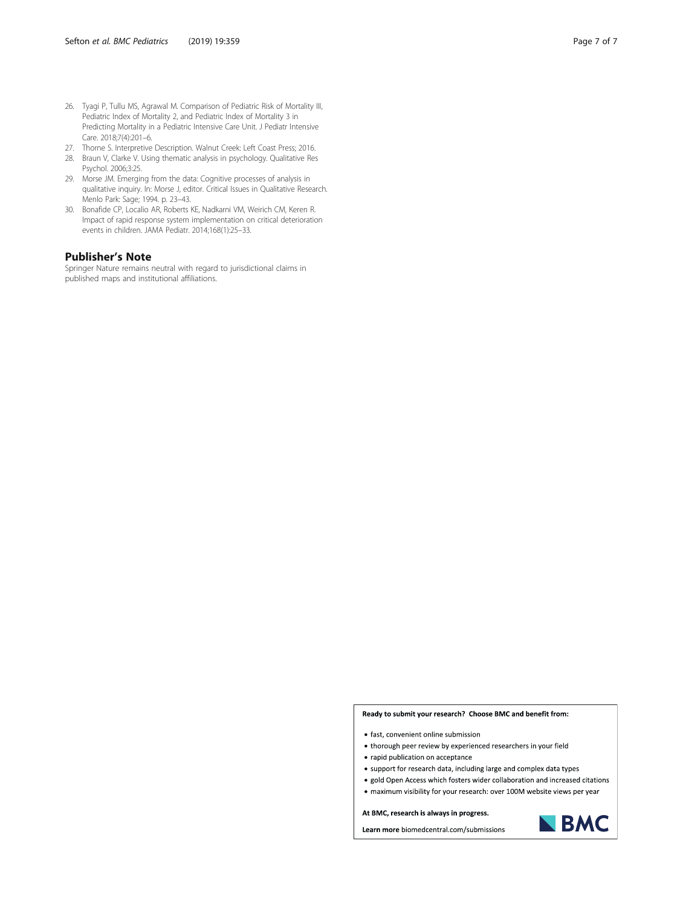26. Tyagi P, Tullu MS, Agrawal M. Comparison of Pediatric Risk of Mortality III, Pediatric Index of Mortality 2, and Pediatric Index of Mortality 3 in Predicting Mortality in a Pediatric Intensive Care Unit. J Pediatr Intensive Care. 2018;7(4):201–6.
27. Thorne S. Interpretive Description. Walnut Creek: Left Coast Press; 2016.
28. Braun V, Clarke V. Using thematic analysis in psychology. Qualitative Res Psychol. 2006;3:25.
29. Morse JM. Emerging from the data: Cognitive processes of analysis in qualitative inquiry. In: Morse J, editor. Critical Issues in Qualitative Research. Menlo Park: Sage; 1994. p. 23–43.
30. Bonafide CP, Localio AR, Roberts KE, Nadkarni VM, Weirich CM, Keren R. Impact of rapid response system implementation on critical deterioration events in children. JAMA Pediatr. 2014;168(1):25–33.

## Publisher's Note

Springer Nature remains neutral with regard to jurisdictional claims in published maps and institutional affiliations.

**Ready to submit your research? Choose BMC and benefit from:**

- fast, convenient online submission
- thorough peer review by experienced researchers in your field
- rapid publication on acceptance
- support for research data, including large and complex data types
- gold Open Access which fosters wider collaboration and increased citations
- maximum visibility for your research: over 100M website views per year

**At BMC, research is always in progress.**

**Learn more** biomedcentral.com/submissions

BMC